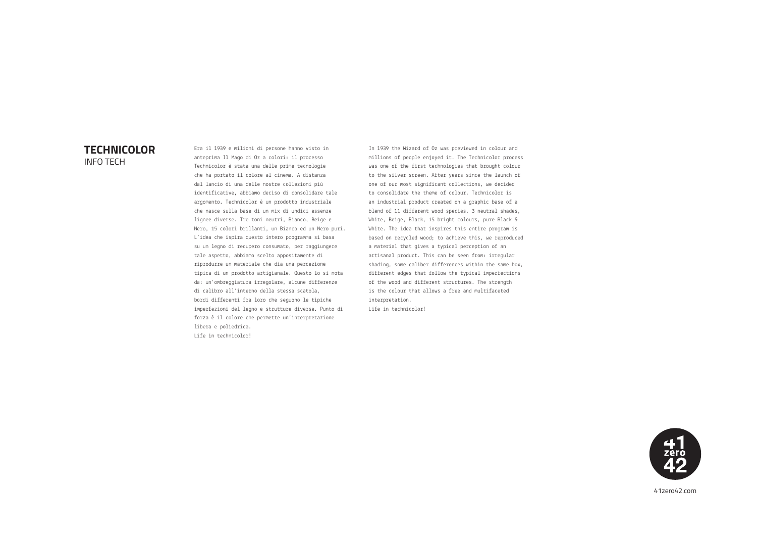# TECHNICOLOR

INFO TECH

Era il 1939 e milioni di persone hanno visto in anteprima Il Mago di Oz a colori: il processo Technicolor è stata una delle prime tecnologie che ha portato il colore al cinema. A distanza dal lancio di una delle nostre collezioni più identificative, abbiamo deciso di consolidare tale argomento. Technicolor è un prodotto industriale che nasce sulla base di un mix di undici essenze lignee diverse. Tre toni neutri, Bianco, Beige e Nero, 15 colori brillanti, un Bianco ed un Nero puri. L'idea che ispira questo intero programma si basa su un legno di recupero consumato, per raggiungere tale aspetto, abbiamo scelto appositamente di riprodurre un materiale che dia una percezione tipica di un prodotto artigianale. Questo lo si nota da: un'ombreggiatura irregolare, alcune differenze di calibro all'interno della stessa scatola, bordi differenti fra loro che seguono le tipiche imperfezioni del legno e strutture diverse. Punto di forza è il colore che permette un'interpretazione libera e poliedrica.
Life in technicolor!

In 1939 the Wizard of Oz was previewed in colour and millions of people enjoyed it. The Technicolor process was one of the first technologies that brought colour to the silver screen. After years since the launch of one of our most significant collections, we decided to consolidate the theme of colour. Technicolor is an industrial product created on a graphic base of a blend of 11 different wood species. 3 neutral shades, White, Beige, Black, 15 bright colours, pure Black & White. The idea that inspires this entire program is based on recycled wood; to achieve this, we reproduced a material that gives a typical perception of an artisanal product. This can be seen from: irregular shading, some caliber differences within the same box, different edges that follow the typical imperfections of the wood and different structures. The strength is the colour that allows a free and multifaceted interpretation.
Life in technicolor!

41zero42.com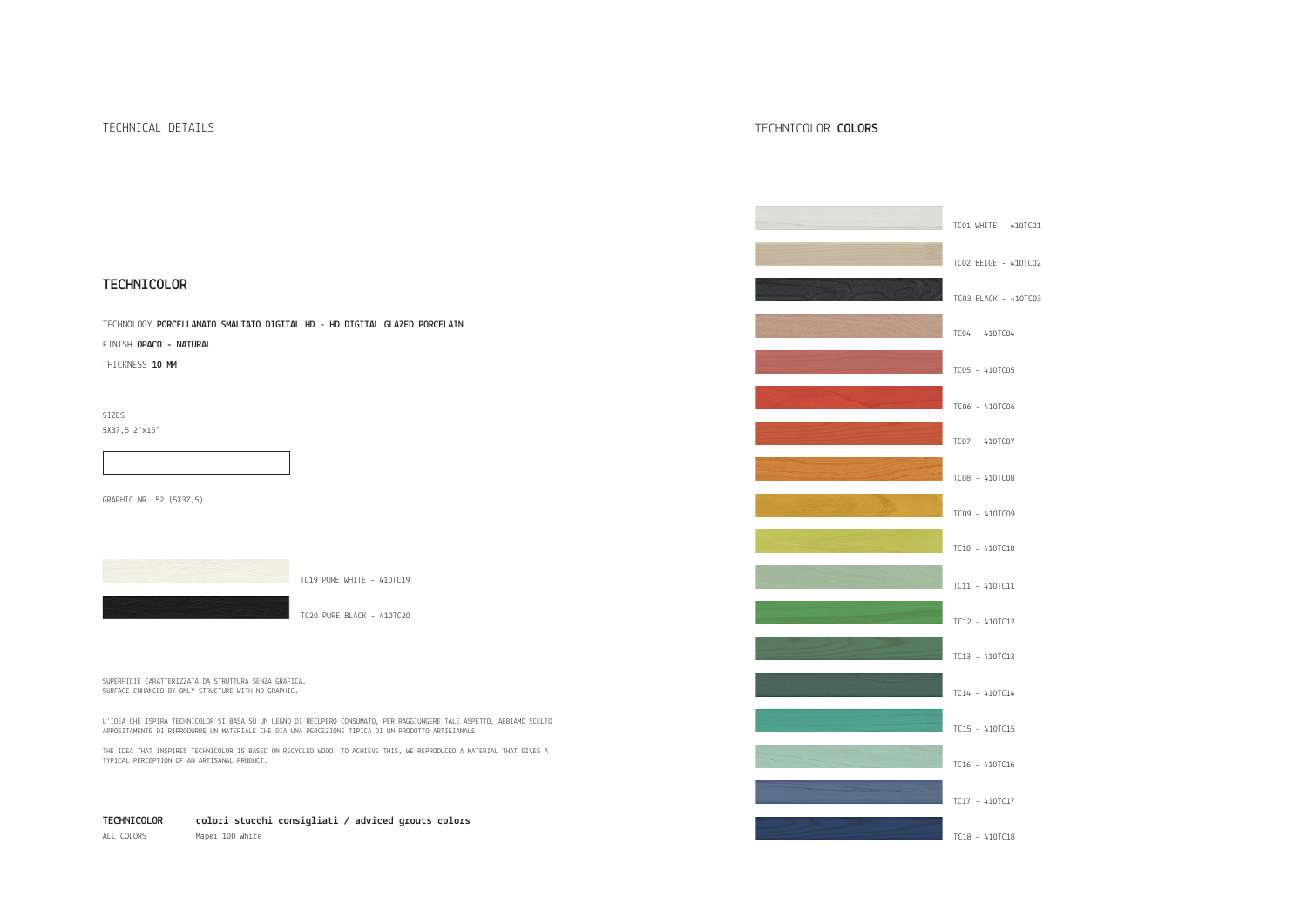TECHNICAL DETAILS

## TECHNICOLOR

TECHNOLOGY **PORCELLANATO SMALTATO DIGITAL HD - HD DIGITAL GLAZED PORCELAIN**

FINISH **OPACO - NATURAL**

THICKNESS **10 MM**

SIZES

5X37,5 2"x15"

GRAPHIC NR. 52 (5X37,5)

TC19 PURE WHITE - 410TC19

TC20 PURE BLACK - 410TC20

SUPERFICIE CARATTERIZZATA DA STRUTTURA SENZA GRAFICA.
SURFACE ENHANCED BY ONLY STRUCTURE WITH NO GRAPHIC.

L'IDEA CHE ISPIRA TECHNICOLOR SI BASA SU UN LEGNO DI RECUPERO CONSUMATO, PER RAGGIUNGERE TALE ASPETTO, ABBIAMO SCELTO APPOSITAMENTE DI RIPRODURRE UN MATERIALE CHE DIA UNA PERCEZIONE TIPICA DI UN PRODOTTO ARTIGIANALE.

THE IDEA THAT INSPIRES TECHNICOLOR IS BASED ON RECYCLED WOOD; TO ACHIEVE THIS, WE REPRODUCED A MATERIAL THAT GIVES A TYPICAL PERCEPTION OF AN ARTISANAL PRODUCT.

| **TECHNICOLOR** | **colori stucchi consigliati / adviced grouts colors** |
|---|---|
| ALL COLORS | Mapei 100 White |

TECHNICOLOR **COLORS**

TC01 WHITE - 410TC01

TC02 BEIGE - 410TC02

TC03 BLACK - 410TC03

TC04 - 410TC04

TC05 - 410TC05

TC06 - 410TC06

TC07 - 410TC07

TC08 - 410TC08

TC09 - 410TC09

TC10 - 410TC10

TC11 - 410TC11

TC12 - 410TC12

TC13 - 410TC13

TC14 - 410TC14

TC15 - 410TC15

TC16 - 410TC16

TC17 - 410TC17

TC18 - 410TC18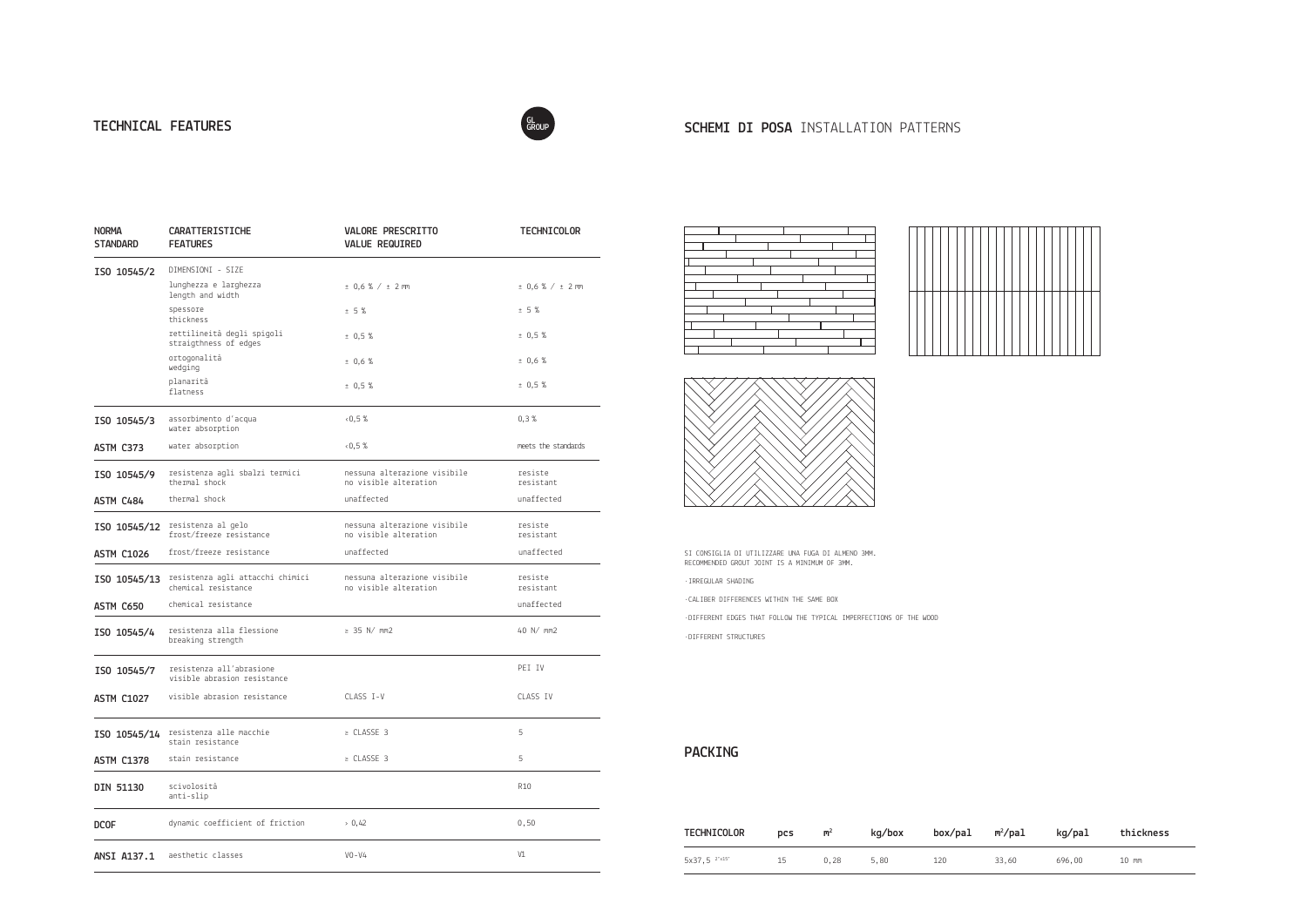## TECHNICAL FEATURES

GL GROUP

| NORMA STANDARD | CARATTERISTICHE FEATURES | VALORE PRESCRITTO VALUE REQUIRED | TECHNICOLOR |
|---|---|---|---|
| ISO 10545/2 | DIMENSIONI - SIZE | | |
| | lunghezza e larghezza length and width | ± 0,6 % / ± 2 mm | ± 0,6 % / ± 2 mm |
| | spessore thickness | ± 5 % | ± 5 % |
| | rettilineità degli spigoli straigthness of edges | ± 0,5 % | ± 0,5 % |
| | ortogonalità wedging | ± 0,6 % | ± 0,6 % |
| | planarità flatness | ± 0,5 % | ± 0,5 % |
| ISO 10545/3 | assorbimento d'acqua water absorption | <0,5 % | 0,3 % |
| ASTM C373 | water absorption | <0,5 % | meets the standards |
| ISO 10545/9 | resistenza agli sbalzi termici thermal shock | nessuna alterazione visibile no visible alteration | resiste resistant |
| ASTM C484 | thermal shock | unaffected | unaffected |
| ISO 10545/12 | resistenza al gelo frost/freeze resistance | nessuna alterazione visibile no visible alteration | resiste resistant |
| ASTM C1026 | frost/freeze resistance | unaffected | unaffected |
| ISO 10545/13 | resistenza agli attacchi chimici chemical resistance | nessuna alterazione visibile no visible alteration | resiste resistant |
| ASTM C650 | chemical resistance | | unaffected |
| ISO 10545/4 | resistenza alla flessione breaking strength | ≥ 35 N/ mm2 | 40 N/ mm2 |
| ISO 10545/7 | resistenza all'abrasione visible abrasion resistance | | PEI IV |
| ASTM C1027 | visible abrasion resistance | CLASS I-V | CLASS IV |
| ISO 10545/14 | resistenza alle macchie stain resistance | ≥ CLASSE 3 | 5 |
| ASTM C1378 | stain resistance | ≥ CLASSE 3 | 5 |
| DIN 51130 | scivolosità anti-slip | | R10 |
| DCOF | dynamic coefficient of friction | > 0,42 | 0,50 |
| ANSI A137.1 | aesthetic classes | V0-V4 | V1 |

## SCHEMI DI POSA INSTALLATION PATTERNS

SI CONSIGLIA DI UTILIZZARE UNA FUGA DI ALMENO 3MM.
RECOMMENDED GROUT JOINT IS A MINIMUM OF 3MM.

- IRREGULAR SHADING
- CALIBER DIFFERENCES WITHIN THE SAME BOX
- DIFFERENT EDGES THAT FOLLOW THE TYPICAL IMPERFECTIONS OF THE WOOD
- DIFFERENT STRUCTURES

## PACKING

| TECHNICOLOR | pcs | m² | kg/box | box/pal | m²/pal | kg/pal | thickness |
|---|---|---|---|---|---|---|---|
| 5x37,5 2"x15" | 15 | 0,28 | 5,80 | 120 | 33,60 | 696,00 | 10 mm |